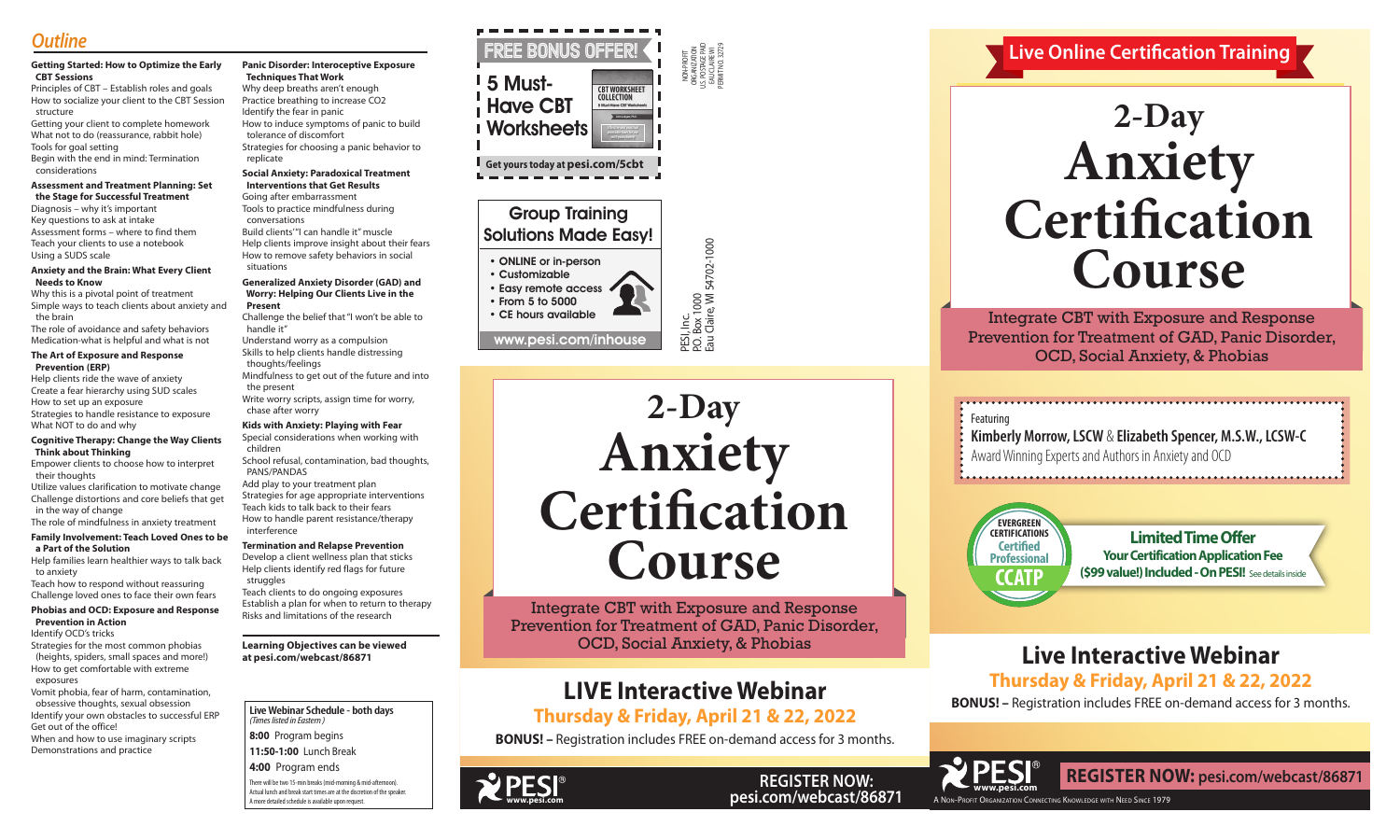## Outline

**Getting Started: How to Optimize the Early CBT Sessions**

Principles of CBT – Establish roles and goals
How to socialize your client to the CBT Session structure
Getting your client to complete homework
What not to do (reassurance, rabbit hole)
Tools for goal setting
Begin with the end in mind: Termination considerations

**Assessment and Treatment Planning: Set the Stage for Successful Treatment**

Diagnosis – why it's important
Key questions to ask at intake
Assessment forms – where to find them
Teach your clients to use a notebook
Using a SUDS scale

**Anxiety and the Brain: What Every Client Needs to Know**

Why this is a pivotal point of treatment
Simple ways to teach clients about anxiety and the brain
The role of avoidance and safety behaviors
Medication-what is helpful and what is not

**The Art of Exposure and Response Prevention (ERP)**

Help clients ride the wave of anxiety
Create a fear hierarchy using SUD scales
How to set up an exposure
Strategies to handle resistance to exposure
What NOT to do and why

**Cognitive Therapy: Change the Way Clients Think about Thinking**

Empower clients to choose how to interpret their thoughts
Utilize values clarification to motivate change
Challenge distortions and core beliefs that get in the way of change
The role of mindfulness in anxiety treatment

**Family Involvement: Teach Loved Ones to be a Part of the Solution**

Help families learn healthier ways to talk back to anxiety
Teach how to respond without reassuring
Challenge loved ones to face their own fears

**Phobias and OCD: Exposure and Response Prevention in Action**

Identify OCD's tricks
Strategies for the most common phobias (heights, spiders, small spaces and more!)
How to get comfortable with extreme exposures
Vomit phobia, fear of harm, contamination, obsessive thoughts, sexual obsession
Identify your own obstacles to successful ERP
Get out of the office!
When and how to use imaginary scripts
Demonstrations and practice

**Panic Disorder: Interoceptive Exposure Techniques That Work**

Why deep breaths aren't enough
Practice breathing to increase CO2
Identify the fear in panic
How to induce symptoms of panic to build tolerance of discomfort
Strategies for choosing a panic behavior to replicate

**Social Anxiety: Paradoxical Treatment Interventions that Get Results**

Going after embarrassment
Tools to practice mindfulness during conversations
Build clients' "I can handle it" muscle
Help clients improve insight about their fears
How to remove safety behaviors in social situations

**Generalized Anxiety Disorder (GAD) and Worry: Helping Our Clients Live in the Present**

Challenge the belief that "I won't be able to handle it"
Understand worry as a compulsion
Skills to help clients handle distressing thoughts/feelings
Mindfulness to get out of the future and into the present
Write worry scripts, assign time for worry, chase after worry

**Kids with Anxiety: Playing with Fear**

Special considerations when working with children
School refusal, contamination, bad thoughts, PANS/PANDAS
Add play to your treatment plan
Strategies for age appropriate interventions
Teach kids to talk back to their fears
How to handle parent resistance/therapy interference

**Termination and Relapse Prevention**

Develop a client wellness plan that sticks
Help clients identify red flags for future struggles
Teach clients to do ongoing exposures
Establish a plan for when to return to therapy
Risks and limitations of the research

**Learning Objectives can be viewed at pesi.com/webcast/86871**

**Live Webinar Schedule - both days**
*(Times listed in Eastern)*

**8:00** Program begins
**11:50-1:00** Lunch Break
**4:00** Program ends

There will be two 15-min breaks (mid-morning & mid-afternoon). Actual lunch and break start times are at the discretion of the speaker. A more detailed schedule is available upon request.

**FREE BONUS OFFER!**

**5 Must-Have CBT Worksheets**

CBT WORKSHEET COLLECTION

Get yours today at **pesi.com/5cbt**

NON-PROFIT ORGANIZATION U.S. POSTAGE PAID EAU CLAIRE WI PERMIT NO. 32729

**Group Training Solutions Made Easy!**

- ONLINE or in-person
- Customizable
- Easy remote access
- From 5 to 5000
- CE hours available

www.pesi.com/inhouse

PESI, Inc.
P.O. Box 1000
Eau Claire, WI 54702-1000

# 2-Day Anxiety Certification Course

Integrate CBT with Exposure and Response Prevention for Treatment of GAD, Panic Disorder, OCD, Social Anxiety, & Phobias

## LIVE Interactive Webinar

### Thursday & Friday, April 21 & 22, 2022

**BONUS! –** Registration includes FREE on-demand access for 3 months.

PESI® www.pesi.com

**REGISTER NOW: pesi.com/webcast/86871**

## Live Online Certification Training

# 2-Day Anxiety Certification Course

Integrate CBT with Exposure and Response Prevention for Treatment of GAD, Panic Disorder, OCD, Social Anxiety, & Phobias

Featuring
**Kimberly Morrow, LSCW** & **Elizabeth Spencer, M.S.W., LCSW-C**
Award Winning Experts and Authors in Anxiety and OCD

EVERGREEN CERTIFICATIONS Certified Professional CCATP

**Limited Time Offer**
**Your Certification Application Fee ($99 value!) Included - On PESI!** See details inside

## Live Interactive Webinar

### Thursday & Friday, April 21 & 22, 2022

**BONUS! –** Registration includes FREE on-demand access for 3 months.

PESI® www.pesi.com

**REGISTER NOW: pesi.com/webcast/86871**

A Non-Profit Organization Connecting Knowledge with Need Since 1979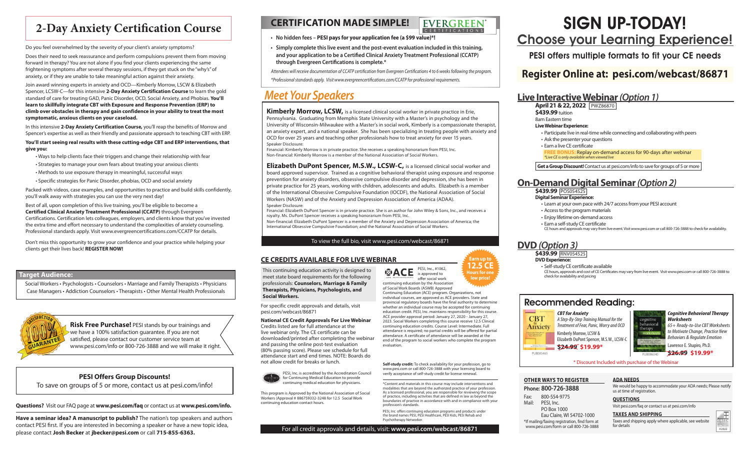# 2-Day Anxiety Certification Course

Do you feel overwhelmed by the severity of your client's anxiety symptoms?

Does their need to seek reassurance and perform compulsions prevent them from moving forward in therapy? You are not alone if you find your clients experiencing the same frightening symptoms after several therapy sessions, if they get stuck on the "why's" of anxiety, or if they are unable to take meaningful action against their anxiety.

Join award winning experts in anxiety and OCD—Kimberly Morrow, LSCW & Elizabeth Spencer, LCSW-C—for this intensive **2-Day Anxiety Certification Course** to learn the gold standard of care for treating GAD, Panic Disorder, OCD, Social Anxiety, and Phobias. **You'll learn to skillfully integrate CBT with Exposure and Response Prevention (ERP) to climb over obstacles in therapy and gain confidence in your ability to treat the most symptomatic, anxious clients on your caseload.**

In this intensive **2-Day Anxiety Certification Course,** you'll reap the benefits of Morrow and Spencer's expertise as well as their friendly and passionate approach to teaching CBT with ERP.

**You'll start seeing real results with these cutting-edge CBT and ERP interventions, that give you:**

- Ways to help clients face their triggers and change their relationship with fear
- Strategies to manage your own fears about treating your anxious clients
- Methods to use exposure therapy in meaningful, successful ways
- Specific strategies for Panic Disorder, phobias, OCD and social anxiety

Packed with videos, case examples, and opportunities to practice and build skills confidently, you'll walk away with strategies you can use the very next day!

Best of all, upon completion of this live training, you'll be eligible to become a **Certified Clinical Anxiety Treatment Professional (CCATP)** through Evergreen Certifications. Certification lets colleagues, employers, and clients know that you've invested the extra time and effort necessary to understand the complexities of anxiety counseling. Professional standards apply. Visit www.evergreencertifications.com/CCATP for details.

Don't miss this opportunity to grow your confidence and your practice while helping your clients get their lives back! **REGISTER NOW!**

## Target Audience:

Social Workers • Psychologists • Counselors • Marriage and Family Therapists • Physicians Case Managers • Addiction Counselors • Therapists • Other Mental Health Professionals

**Risk Free Purchase!** PESI stands by our trainings and we have a 100% satisfaction guarantee. If you are not satisfied, please contact our customer service team at www.pesi.com/info or 800-726-3888 and we will make it right.

### PESI Offers Group Discounts!

To save on groups of 5 or more, contact us at pesi.com/info!

**Questions?** Visit our FAQ page at **www.pesi.com/faq** or contact us at **www.pesi.com/info.**

**Have a seminar idea? A manuscript to publish?** The nation's top speakers and authors contact PESI first. If you are interested in becoming a speaker or have a new topic idea, please contact **Josh Becker** at **jbecker@pesi.com** or call **715-855-6363.**

## CERTIFICATION MADE SIMPLE!

EVERGREEN CERTIFICATIONS

- **No hidden fees** – **PESI pays for your application fee (a $99 value)*!**
- **Simply complete this live event and the post-event evaluation included in this training, and your application to be a Certified Clinical Anxiety Treatment Professional (CCATP) through Evergreen Certifications is complete.***

*Attendees will receive documentation of CCATP certification from Evergreen Certifications 4 to 6 weeks following the program.*

**Professional standards apply. Visit www.evergreencertifications.com/CCATP for professional requirements.*

## Meet Your Speakers

**Kimberly Morrow, LCSW,** is a licensed clinical social worker in private practice in Erie, Pennsylvania. Graduating from Memphis State University with a Master's in psychology and the University of Wisconsin-Milwaukee with a Master's in social work, Kimberly is a compassionate therapist, an anxiety expert, and a national speaker. She has been specializing in treating people with anxiety and OCD for over 25 years and teaching other professionals how to treat anxiety for over 15 years.

Speaker Disclosure:

Financial: Kimberly Morrow is in private practice. She receives a speaking honorarium from PESI, Inc.
Non-financial: Kimberly Morrow is a member of the National Association of Social Workers.

**Elizabeth DuPont Spencer, M.S.W., LCSW-C,** is a licensed clinical social worker and board approved supervisor. Trained as a cognitive behavioral therapist using exposure and response prevention for anxiety disorders, obsessive compulsive disorder and depression, she has been in private practice for 25 years, working with children, adolescents and adults. Elizabeth is a member of the International Obsessive Compulsive Foundation (IOCDF), the National Association of Social Workers (NASW) and of the Anxiety and Depression Association of America (ADAA).

Speaker Disclosure:

Financial: Elizabeth DuPont Spencer is in private practice. She is an author for John Wiley & Sons, Inc., and receives a royalty. Ms. DuPont Spencer receives a speaking honorarium from PESI, Inc.
Non-financial: Elizabeth DuPont Spencer is a member of the Anxiety and Depression Association of America; the International Obsessive Compulsive Foundation; and the National Association of Social Workers.

To view the full bio, visit www.pesi.com/webcast/86871

## CE CREDITS AVAILABLE FOR LIVE WEBINAR

**Earn up to 12.5 CE Hours for one low price!**

This continuing education activity is designed to meet state board requirements for the following professionals: **Counselors, Marriage & Family Therapists, Physicians, Psychologists, and Social Workers.**

For specific credit approvals and details, visit pesi.com/webcast/86871

**National CE Credit Approvals For Live Webinar**
Credits listed are for full attendance at the live webinar only. The CE certificate can be downloaded/printed after completing the webinar and passing the online post-test evaluation (80% passing score). Please see schedule for full attendance start and end times. NOTE: Boards do not allow credit for breaks or lunch.

PESI, Inc. is accredited by the Accreditation Council for Continuing Medical Education to provide continuing medical education for physicians.

This program is Approved by the National Association of Social Workers (Approval # 886759332-3248 for 12.5 Social Work continuing education contact hours.

PESI, Inc., #1062, is approved to offer social work continuing education by the Association of Social Work Boards (ASWB) Approved Continuing Education (ACE) program. Organizations, not individual courses, are approved as ACE providers. State and provincial regulatory boards have the final authority to determine whether an individual course may be accepted for continuing education credit. PESI, Inc. maintains responsibility for this course. ACE provider approval period: January 27, 2020 - January 27, 2023. Social Workers completing this course receive 12.5 Clinical continuing education credits. Course Level: Intermediate. Full attendance is required; no partial credits will be offered for partial attendance. A certificate of attendance will be awarded at the end of the program to social workers who complete the program evaluation.

**Self-study credit:** To check availability for your profession, go to www.pesi.com or call 800-726-3888 with your licensing board to verify acceptance of self-study credit for license renewal.

*Content and materials in this course may include interventions and modalities that are beyond the authorized practice of your profession. As a licensed professional, you are responsible for reviewing the scope of practice, including activities that are defined in law as beyond the boundaries of practice in accordance with and in compliance with your profession's standards.

PESI, Inc. offers continuing education programs and products under the brand names PESI, PESI Healthcare, PESI Kids, PESI Rehab and Psychotherapy Networker.

For all credit approvals and details, visit: **www.pesi.com/webcast/86871**

# SIGN UP-TODAY!

## Choose your Learning Experience!

**PESI offers multiple formats to fit your CE needs**

## Register Online at: pesi.com/webcast/86871

## Live Interactive Webinar *(Option 1)*

**April 21 & 22, 2022** PWZ86870
**$439.99** tuition
8am Eastern time

**Live Webinar Experience:**

- Participate live in real-time while connecting and collaborating with peers
- Ask the presenter your questions
- Earn a live CE certificate

**FREE BONUS:** Replay on-demand access for 90-days after webinar
*\*Live CE is only available when viewed live*

**Get a Group Discount!** Contact us at pesi.com/info to save for groups of 5 or more

## On-Demand Digital Seminar *(Option 2)*

**$439.99** POS054525

**Digital Seminar Experience:**

- Learn at your own pace with 24/7 access from your PESI account
- Access to the program materials
- Enjoy lifetime on-demand access
- Earn a self-study CE certificate

CE hours and approvals may vary from live event. Visit www.pesi.com or call 800-726-3888 to check for availability.

## DVD *(Option 3)*

**$439.99** RNV054525

**DVD Experience:**

- Self-study CE certificate available

CE hours, approvals and cost of CE Certificates may vary from live event. Visit www.pesi.com or call 800-726-3888 to check for availability and pricing

## Recommended Reading:

***CBT for Anxiety***
*A Step-by-Step Training Manual for the Treatment of Fear, Panic, Worry and OCD*
Kimberly Morrow, LCSW & Elizabeth DuPont Spencer, M.S.W., LCSW-C
~~$24.99~~ **$19.99***
PUB085465

***Cognitive Behavioral Therapy Worksheets***
*65+ Ready-to-Use CBT Worksheets to Motivate Change, Practice New Behaviors & Regulate Emotion*
Lawrence E. Shapiro, Ph.D.
~~$26.99~~ **$19.99***
PUB086040

\* Discount Included with purchase of the Webinar

### OTHER WAYS TO REGISTER

**Phone: 800-726-3888**
Fax: 800-554-9775
Mail: PESI, Inc.
PO Box 1000
Eau Claire, WI 54702-1000

*If mailing/faxing registration, find form at www.pesi.com/form or call 800-726-3888

### ADA NEEDS

We would be happy to accommodate your ADA needs; Please notify us at time of registration.

### QUESTIONS

Visit pesi.com/faq or contact us at pesi.com/info

### TAXES AND SHIPPING

Taxes and shipping apply where applicable, see website for details

©2022